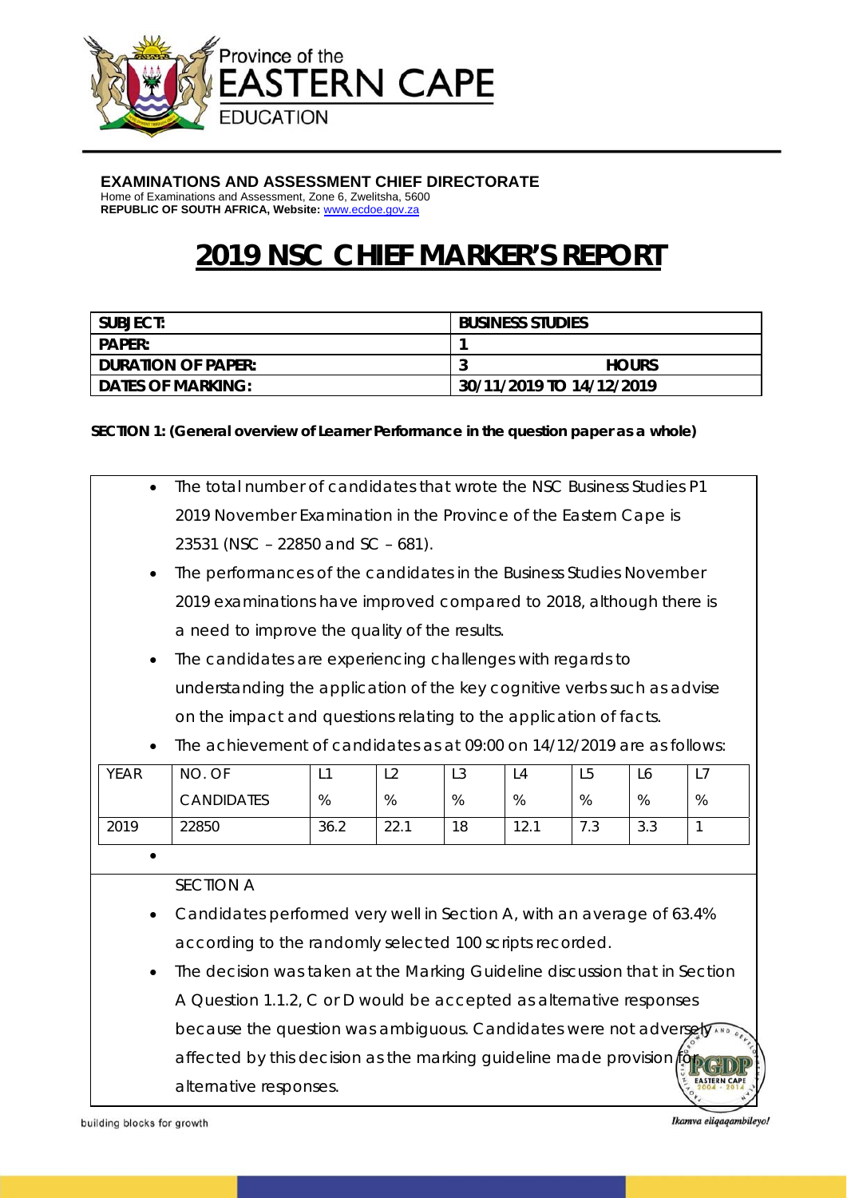Province of the
EASTERN CAPE
EDUCATION

**EXAMINATIONS AND ASSESSMENT CHIEF DIRECTORATE**
Home of Examinations and Assessment, Zone 6, Zwelitsha, 5600
**REPUBLIC OF SOUTH AFRICA, Website:** www.ecdoe.gov.za

# 2019 NSC CHIEF MARKER'S REPORT

| SUBJECT: | BUSINESS STUDIES |
|---|---|
| PAPER: | 1 |
| DURATION OF PAPER: | 3 HOURS |
| DATES OF MARKING: | 30/11/2019 TO 14/12/2019 |

**SECTION 1: (General overview of Learner Performance in the question paper as a whole)**

- The total number of candidates that wrote the NSC Business Studies P1 2019 November Examination in the Province of the Eastern Cape is 23531 (NSC – 22850 and SC – 681).
- The performances of the candidates in the Business Studies November 2019 examinations have improved compared to 2018, although there is a need to improve the quality of the results.
- The candidates are experiencing challenges with regards to understanding the application of the key cognitive verbs such as advise on the impact and questions relating to the application of facts.
- The achievement of candidates as at 09:00 on 14/12/2019 are as follows:

| YEAR | NO. OF CANDIDATES | L1 % | L2 % | L3 % | L4 % | L5 % | L6 % | L7 % |
|---|---|---|---|---|---|---|---|---|
| 2019 | 22850 | 36.2 | 22.1 | 18 | 12.1 | 7.3 | 3.3 | 1 |

SECTION A

- Candidates performed very well in Section A, with an average of 63.4% according to the randomly selected 100 scripts recorded.
- The decision was taken at the Marking Guideline discussion that in Section A Question 1.1.2, C or D would be accepted as alternative responses because the question was ambiguous. Candidates were not adversely affected by this decision as the marking guideline made provision for alternative responses.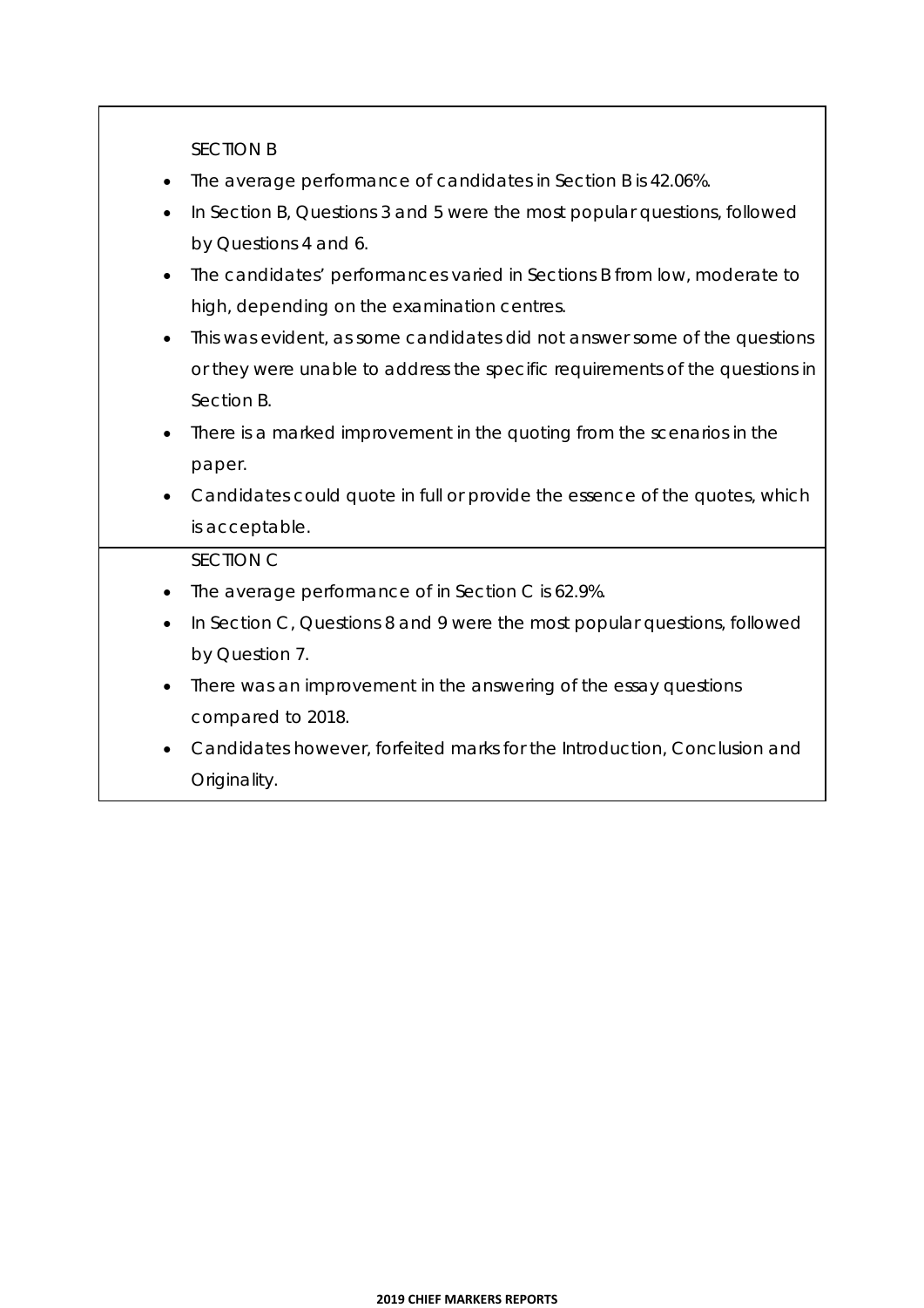SECTION B

- The average performance of candidates in Section B is 42.06%.
- In Section B, Questions 3 and 5 were the most popular questions, followed by Questions 4 and 6.
- The candidates' performances varied in Sections B from low, moderate to high, depending on the examination centres.
- This was evident, as some candidates did not answer some of the questions or they were unable to address the specific requirements of the questions in Section B.
- There is a marked improvement in the quoting from the scenarios in the paper.
- Candidates could quote in full or provide the essence of the quotes, which is acceptable.

SECTION C

- The average performance of in Section C is 62.9%.
- In Section C, Questions 8 and 9 were the most popular questions, followed by Question 7.
- There was an improvement in the answering of the essay questions compared to 2018.
- Candidates however, forfeited marks for the Introduction, Conclusion and Originality.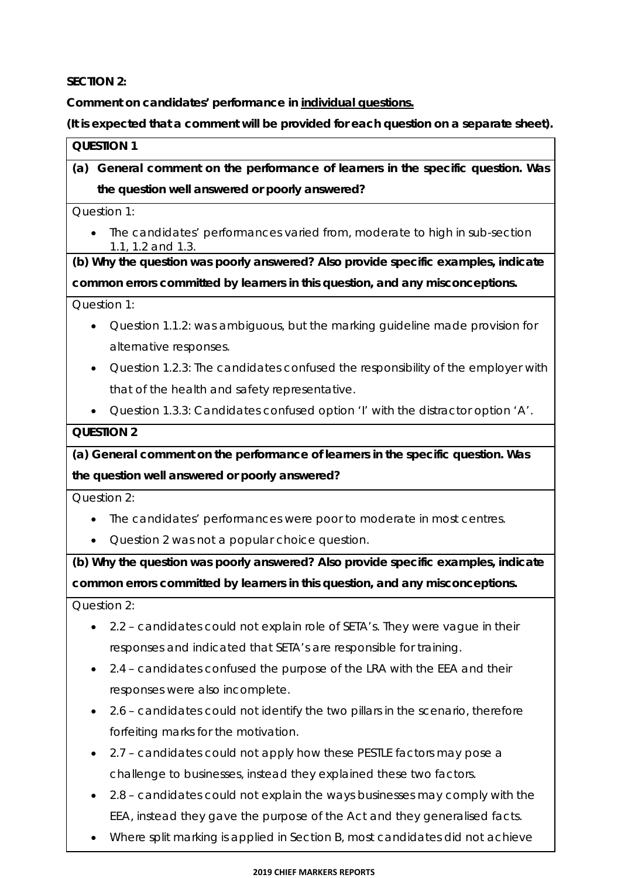**SECTION 2:**

**Comment on candidates' performance in individual questions.**

**(It is expected that a comment will be provided for each question on a separate sheet).**

**QUESTION 1**

**(a) General comment on the performance of learners in the specific question. Was the question well answered or poorly answered?**

Question 1:

- The candidates' performances varied from, moderate to high in sub-section 1.1, 1.2 and 1.3.

**(b) Why the question was poorly answered? Also provide specific examples, indicate common errors committed by learners in this question, and any misconceptions.**

Question 1:

- Question 1.1.2: was ambiguous, but the marking guideline made provision for alternative responses.
- Question 1.2.3: The candidates confused the responsibility of the employer with that of the health and safety representative.
- Question 1.3.3: Candidates confused option 'I' with the distractor option 'A'.

**QUESTION 2**

**(a) General comment on the performance of learners in the specific question. Was the question well answered or poorly answered?**

Question 2:

- The candidates' performances were poor to moderate in most centres.
- Question 2 was not a popular choice question.

**(b) Why the question was poorly answered? Also provide specific examples, indicate common errors committed by learners in this question, and any misconceptions.**

Question 2:

- 2.2 – candidates could not explain role of SETA's. They were vague in their responses and indicated that SETA's are responsible for training.
- 2.4 – candidates confused the purpose of the LRA with the EEA and their responses were also incomplete.
- 2.6 – candidates could not identify the two pillars in the scenario, therefore forfeiting marks for the motivation.
- 2.7 – candidates could not apply how these PESTLE factors may pose a challenge to businesses, instead they explained these two factors.
- 2.8 – candidates could not explain the ways businesses may comply with the EEA, instead they gave the purpose of the Act and they generalised facts.
- Where split marking is applied in Section B, most candidates did not achieve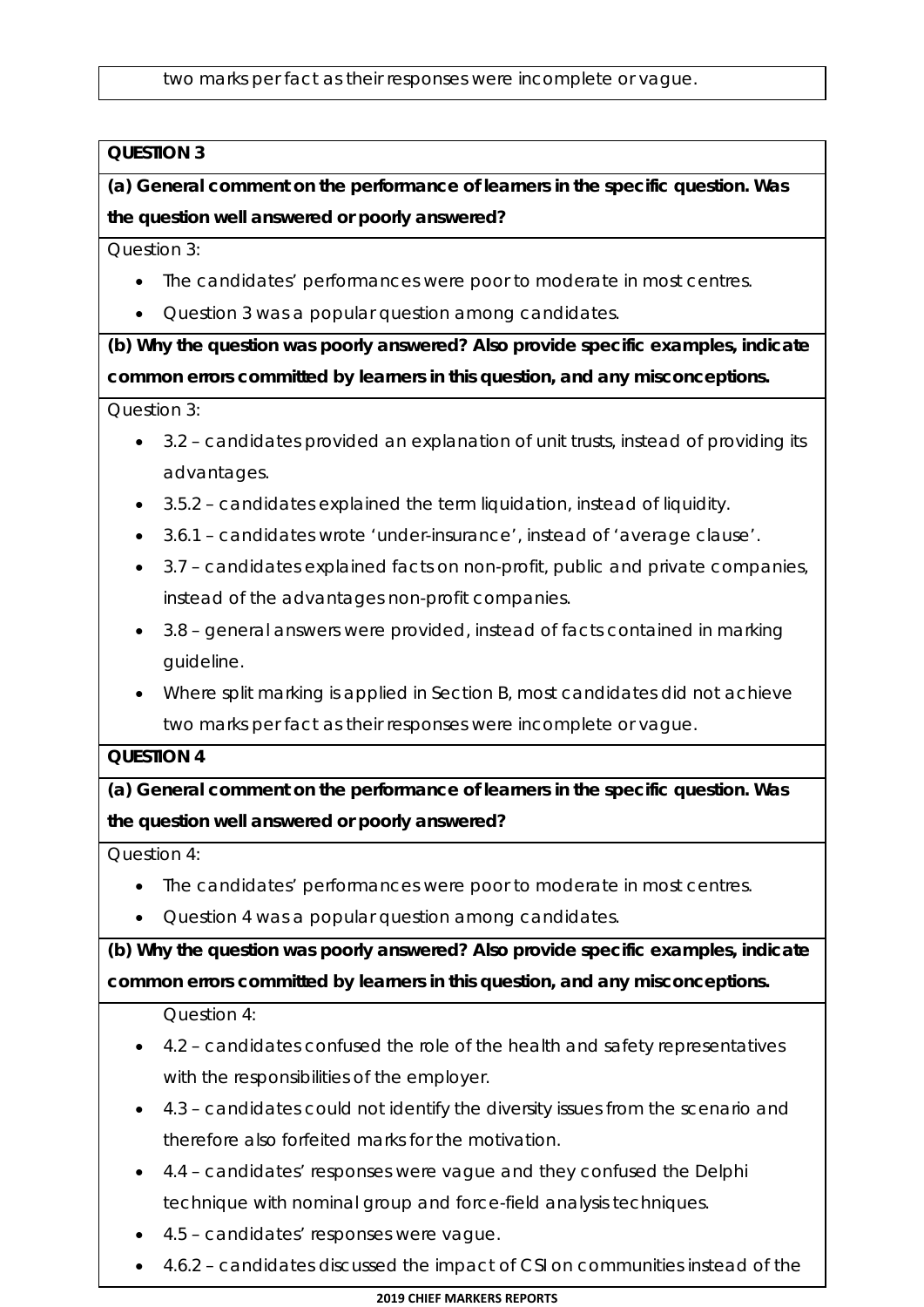two marks per fact as their responses were incomplete or vague.

**QUESTION 3**

**(a) General comment on the performance of learners in the specific question. Was the question well answered or poorly answered?**

Question 3:

- The candidates' performances were poor to moderate in most centres.
- Question 3 was a popular question among candidates.

**(b) Why the question was poorly answered? Also provide specific examples, indicate common errors committed by learners in this question, and any misconceptions.**

Question 3:

- 3.2 – candidates provided an explanation of unit trusts, instead of providing its advantages.
- 3.5.2 – candidates explained the term liquidation, instead of liquidity.
- 3.6.1 – candidates wrote 'under-insurance', instead of 'average clause'.
- 3.7 – candidates explained facts on non-profit, public and private companies, instead of the advantages non-profit companies.
- 3.8 – general answers were provided, instead of facts contained in marking guideline.
- Where split marking is applied in Section B, most candidates did not achieve two marks per fact as their responses were incomplete or vague.

**QUESTION 4**

**(a) General comment on the performance of learners in the specific question. Was the question well answered or poorly answered?**

Question 4:

- The candidates' performances were poor to moderate in most centres.
- Question 4 was a popular question among candidates.

**(b) Why the question was poorly answered? Also provide specific examples, indicate common errors committed by learners in this question, and any misconceptions.**

Question 4:

- 4.2 – candidates confused the role of the health and safety representatives with the responsibilities of the employer.
- 4.3 – candidates could not identify the diversity issues from the scenario and therefore also forfeited marks for the motivation.
- 4.4 – candidates' responses were vague and they confused the Delphi technique with nominal group and force-field analysis techniques.
- 4.5 – candidates' responses were vague.
- 4.6.2 – candidates discussed the impact of CSI on communities instead of the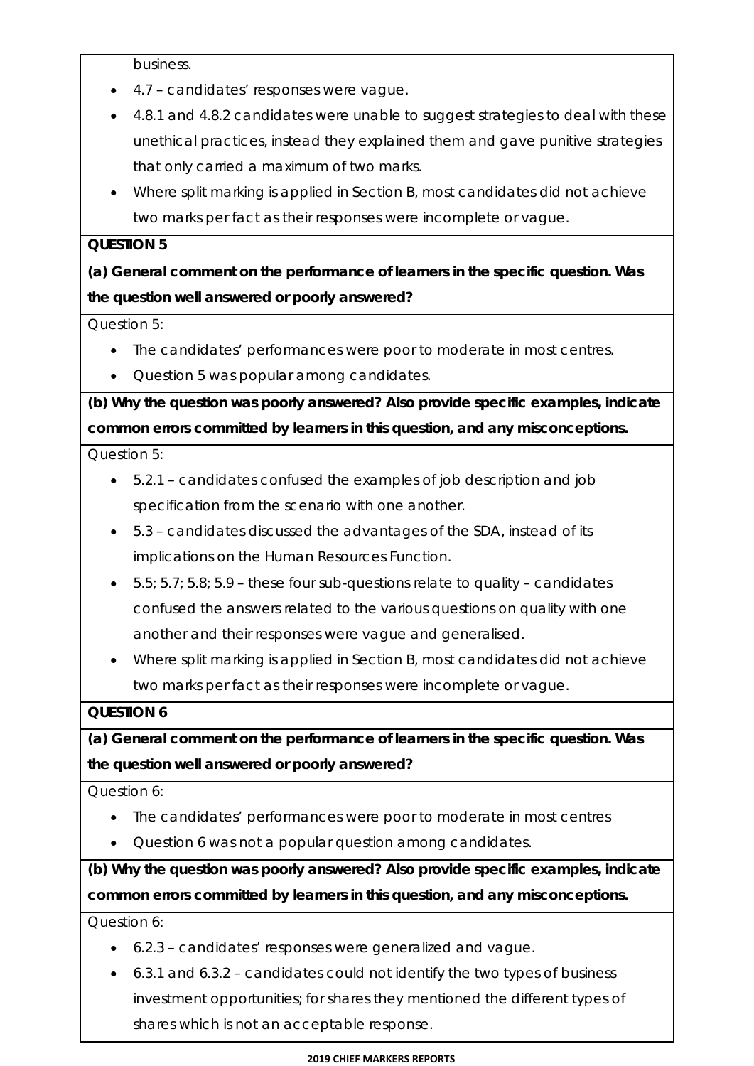business.

- 4.7 – candidates' responses were vague.
- 4.8.1 and 4.8.2 candidates were unable to suggest strategies to deal with these unethical practices, instead they explained them and gave punitive strategies that only carried a maximum of two marks.
- Where split marking is applied in Section B, most candidates did not achieve two marks per fact as their responses were incomplete or vague.

**QUESTION 5**

**(a) General comment on the performance of learners in the specific question. Was the question well answered or poorly answered?**

Question 5:

- The candidates' performances were poor to moderate in most centres.
- Question 5 was popular among candidates.

**(b) Why the question was poorly answered? Also provide specific examples, indicate common errors committed by learners in this question, and any misconceptions.**

Question 5:

- 5.2.1 – candidates confused the examples of job description and job specification from the scenario with one another.
- 5.3 – candidates discussed the advantages of the SDA, instead of its implications on the Human Resources Function.
- 5.5; 5.7; 5.8; 5.9 – these four sub-questions relate to quality – candidates confused the answers related to the various questions on quality with one another and their responses were vague and generalised.
- Where split marking is applied in Section B, most candidates did not achieve two marks per fact as their responses were incomplete or vague.

**QUESTION 6**

**(a) General comment on the performance of learners in the specific question. Was the question well answered or poorly answered?**

Question 6:

- The candidates' performances were poor to moderate in most centres
- Question 6 was not a popular question among candidates.

**(b) Why the question was poorly answered? Also provide specific examples, indicate common errors committed by learners in this question, and any misconceptions.**

Question 6:

- 6.2.3 – candidates' responses were generalized and vague.
- 6.3.1 and 6.3.2 – candidates could not identify the two types of business investment opportunities; for shares they mentioned the different types of shares which is not an acceptable response.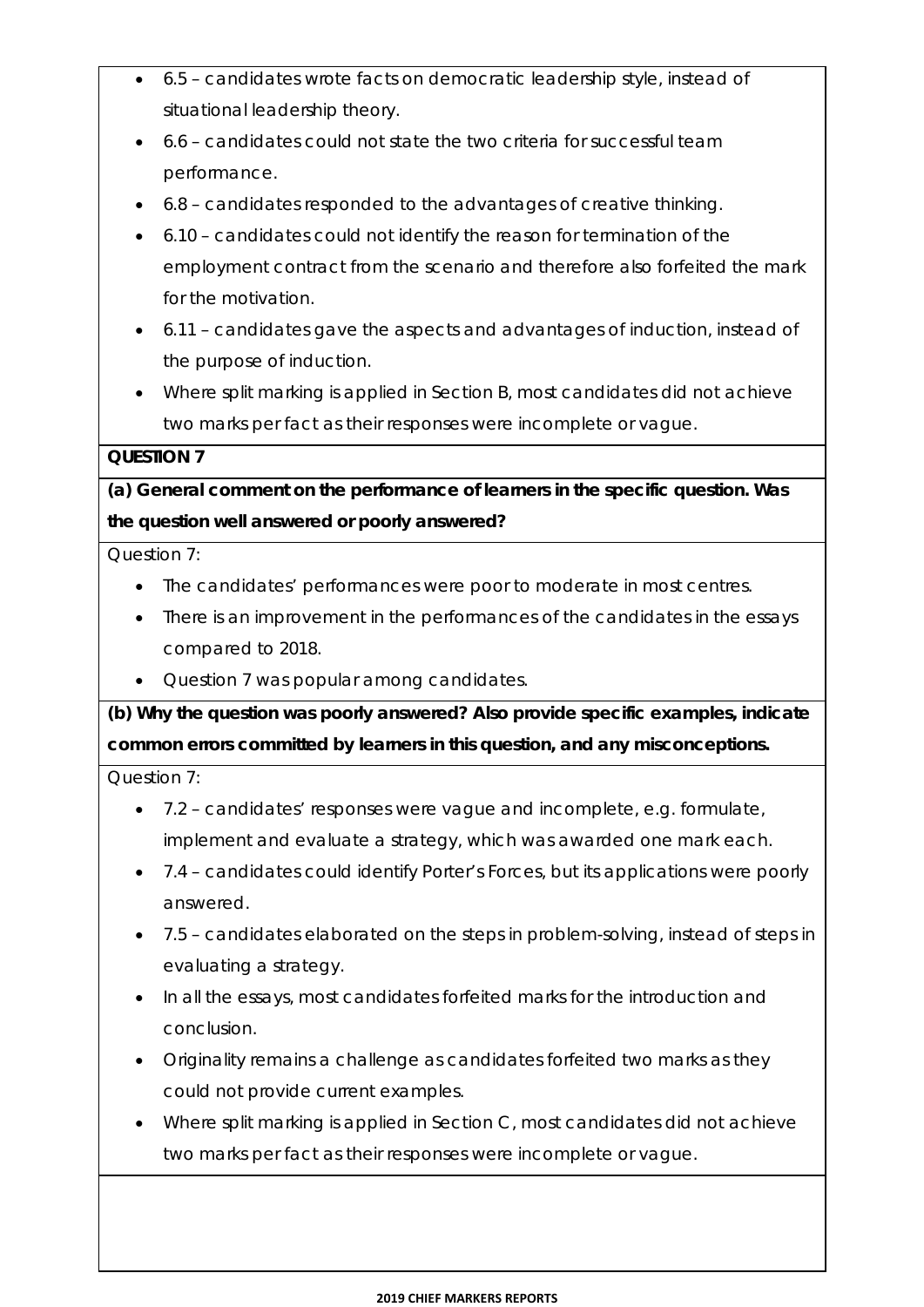- 6.5 – candidates wrote facts on democratic leadership style, instead of situational leadership theory.
- 6.6 – candidates could not state the two criteria for successful team performance.
- 6.8 – candidates responded to the advantages of creative thinking.
- 6.10 – candidates could not identify the reason for termination of the employment contract from the scenario and therefore also forfeited the mark for the motivation.
- 6.11 – candidates gave the aspects and advantages of induction, instead of the purpose of induction.
- Where split marking is applied in Section B, most candidates did not achieve two marks per fact as their responses were incomplete or vague.

**QUESTION 7**

**(a) General comment on the performance of learners in the specific question. Was the question well answered or poorly answered?**

Question 7:

- The candidates' performances were poor to moderate in most centres.
- There is an improvement in the performances of the candidates in the essays compared to 2018.
- Question 7 was popular among candidates.

**(b) Why the question was poorly answered? Also provide specific examples, indicate common errors committed by learners in this question, and any misconceptions.**

Question 7:

- 7.2 – candidates' responses were vague and incomplete, e.g. formulate, implement and evaluate a strategy, which was awarded one mark each.
- 7.4 – candidates could identify Porter's Forces, but its applications were poorly answered.
- 7.5 – candidates elaborated on the steps in problem-solving, instead of steps in evaluating a strategy.
- In all the essays, most candidates forfeited marks for the introduction and conclusion.
- Originality remains a challenge as candidates forfeited two marks as they could not provide current examples.
- Where split marking is applied in Section C, most candidates did not achieve two marks per fact as their responses were incomplete or vague.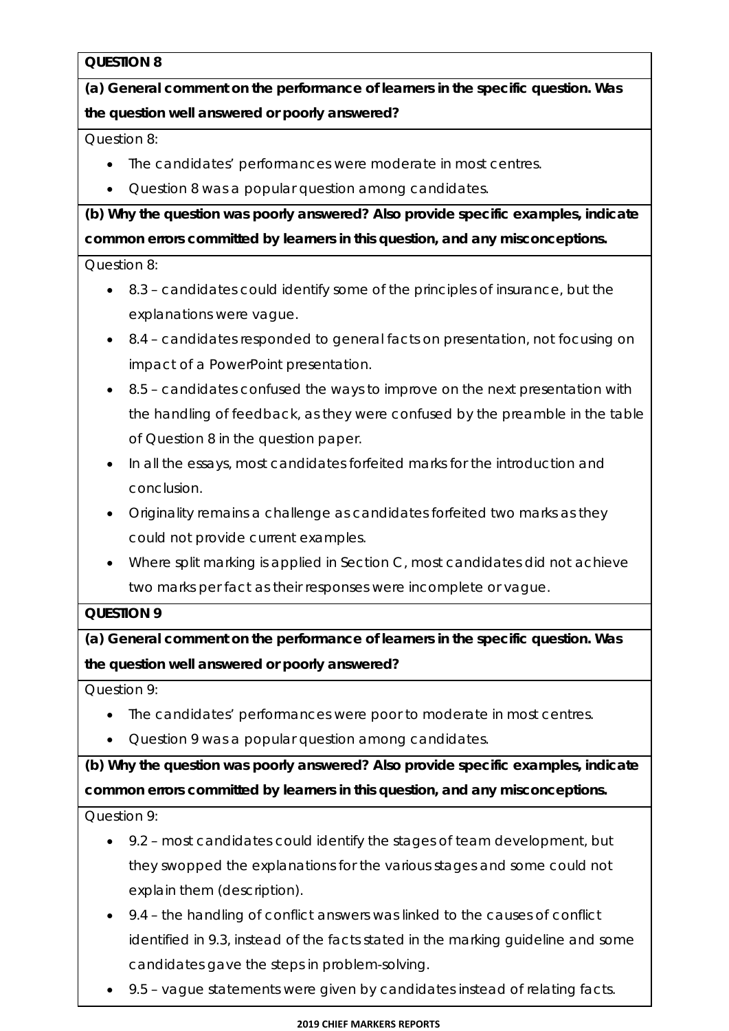**QUESTION 8**

**(a) General comment on the performance of learners in the specific question. Was the question well answered or poorly answered?**

Question 8:

- The candidates' performances were moderate in most centres.
- Question 8 was a popular question among candidates.

**(b) Why the question was poorly answered? Also provide specific examples, indicate common errors committed by learners in this question, and any misconceptions.**

Question 8:

- 8.3 – candidates could identify some of the principles of insurance, but the explanations were vague.
- 8.4 – candidates responded to general facts on presentation, not focusing on impact of a PowerPoint presentation.
- 8.5 – candidates confused the ways to improve on the next presentation with the handling of feedback, as they were confused by the preamble in the table of Question 8 in the question paper.
- In all the essays, most candidates forfeited marks for the introduction and conclusion.
- Originality remains a challenge as candidates forfeited two marks as they could not provide current examples.
- Where split marking is applied in Section C, most candidates did not achieve two marks per fact as their responses were incomplete or vague.

**QUESTION 9**

**(a) General comment on the performance of learners in the specific question. Was the question well answered or poorly answered?**

Question 9:

- The candidates' performances were poor to moderate in most centres.
- Question 9 was a popular question among candidates.

**(b) Why the question was poorly answered? Also provide specific examples, indicate common errors committed by learners in this question, and any misconceptions.**

Question 9:

- 9.2 – most candidates could identify the stages of team development, but they swopped the explanations for the various stages and some could not explain them (description).
- 9.4 – the handling of conflict answers was linked to the causes of conflict identified in 9.3, instead of the facts stated in the marking guideline and some candidates gave the steps in problem-solving.
- 9.5 – vague statements were given by candidates instead of relating facts.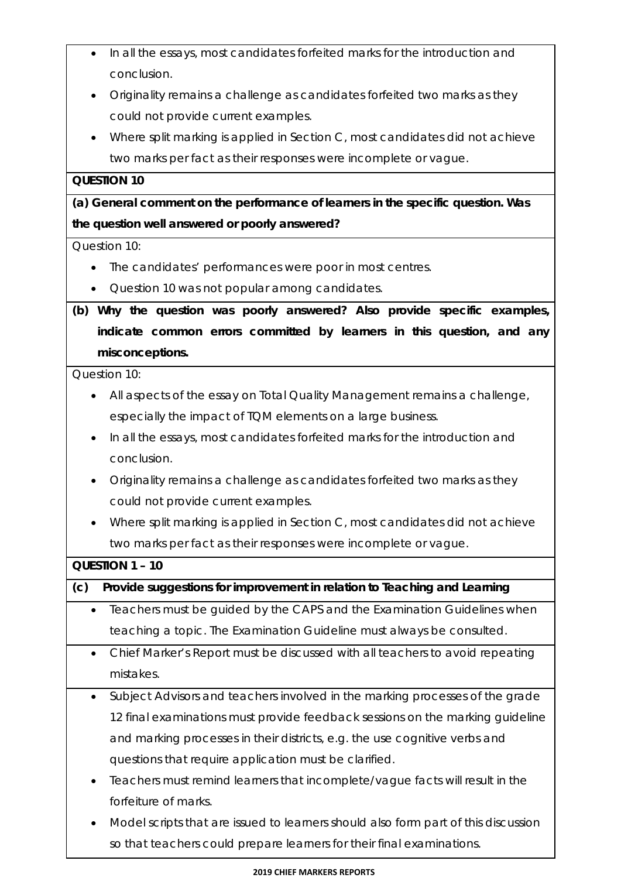- In all the essays, most candidates forfeited marks for the introduction and conclusion.
- Originality remains a challenge as candidates forfeited two marks as they could not provide current examples.
- Where split marking is applied in Section C, most candidates did not achieve two marks per fact as their responses were incomplete or vague.

**QUESTION 10**

**(a) General comment on the performance of learners in the specific question. Was the question well answered or poorly answered?**

Question 10:

- The candidates' performances were poor in most centres.
- Question 10 was not popular among candidates.

**(b) Why the question was poorly answered? Also provide specific examples, indicate common errors committed by learners in this question, and any misconceptions.**

Question 10:

- All aspects of the essay on Total Quality Management remains a challenge, especially the impact of TQM elements on a large business.
- In all the essays, most candidates forfeited marks for the introduction and conclusion.
- Originality remains a challenge as candidates forfeited two marks as they could not provide current examples.
- Where split marking is applied in Section C, most candidates did not achieve two marks per fact as their responses were incomplete or vague.

**QUESTION 1 – 10**

**(c) Provide suggestions for improvement in relation to Teaching and Learning**

- Teachers must be guided by the CAPS and the Examination Guidelines when teaching a topic. The Examination Guideline must always be consulted.
- Chief Marker's Report must be discussed with all teachers to avoid repeating mistakes.
- Subject Advisors and teachers involved in the marking processes of the grade 12 final examinations must provide feedback sessions on the marking guideline and marking processes in their districts, e.g. the use cognitive verbs and questions that require application must be clarified.
- Teachers must remind learners that incomplete/vague facts will result in the forfeiture of marks.
- Model scripts that are issued to learners should also form part of this discussion so that teachers could prepare learners for their final examinations.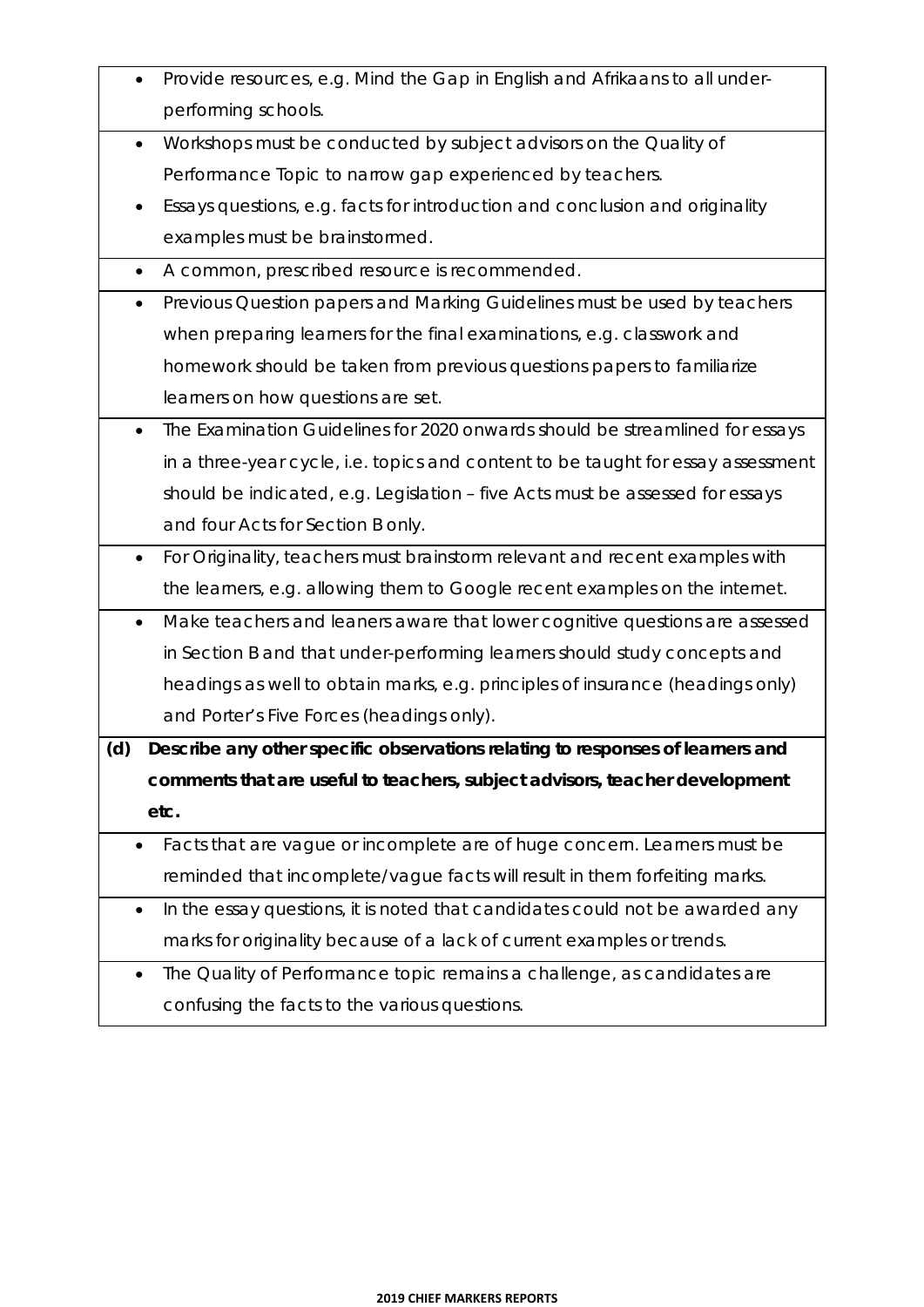- Provide resources, e.g. Mind the Gap in English and Afrikaans to all under-performing schools.
- Workshops must be conducted by subject advisors on the Quality of Performance Topic to narrow gap experienced by teachers.
- Essays questions, e.g. facts for introduction and conclusion and originality examples must be brainstormed.
- A common, prescribed resource is recommended.
- Previous Question papers and Marking Guidelines must be used by teachers when preparing learners for the final examinations, e.g. classwork and homework should be taken from previous questions papers to familiarize learners on how questions are set.
- The Examination Guidelines for 2020 onwards should be streamlined for essays in a three-year cycle, i.e. topics and content to be taught for essay assessment should be indicated, e.g. Legislation – five Acts must be assessed for essays and four Acts for Section B only.
- For Originality, teachers must brainstorm relevant and recent examples with the learners, e.g. allowing them to Google recent examples on the internet.
- Make teachers and leaners aware that lower cognitive questions are assessed in Section B and that under-performing learners should study concepts and headings as well to obtain marks, e.g. principles of insurance (headings only) and Porter's Five Forces (headings only).

**(d) Describe any other specific observations relating to responses of learners and comments that are useful to teachers, subject advisors, teacher development etc.**

- Facts that are vague or incomplete are of huge concern. Learners must be reminded that incomplete/vague facts will result in them forfeiting marks.
- In the essay questions, it is noted that candidates could not be awarded any marks for originality because of a lack of current examples or trends.
- The Quality of Performance topic remains a challenge, as candidates are confusing the facts to the various questions.